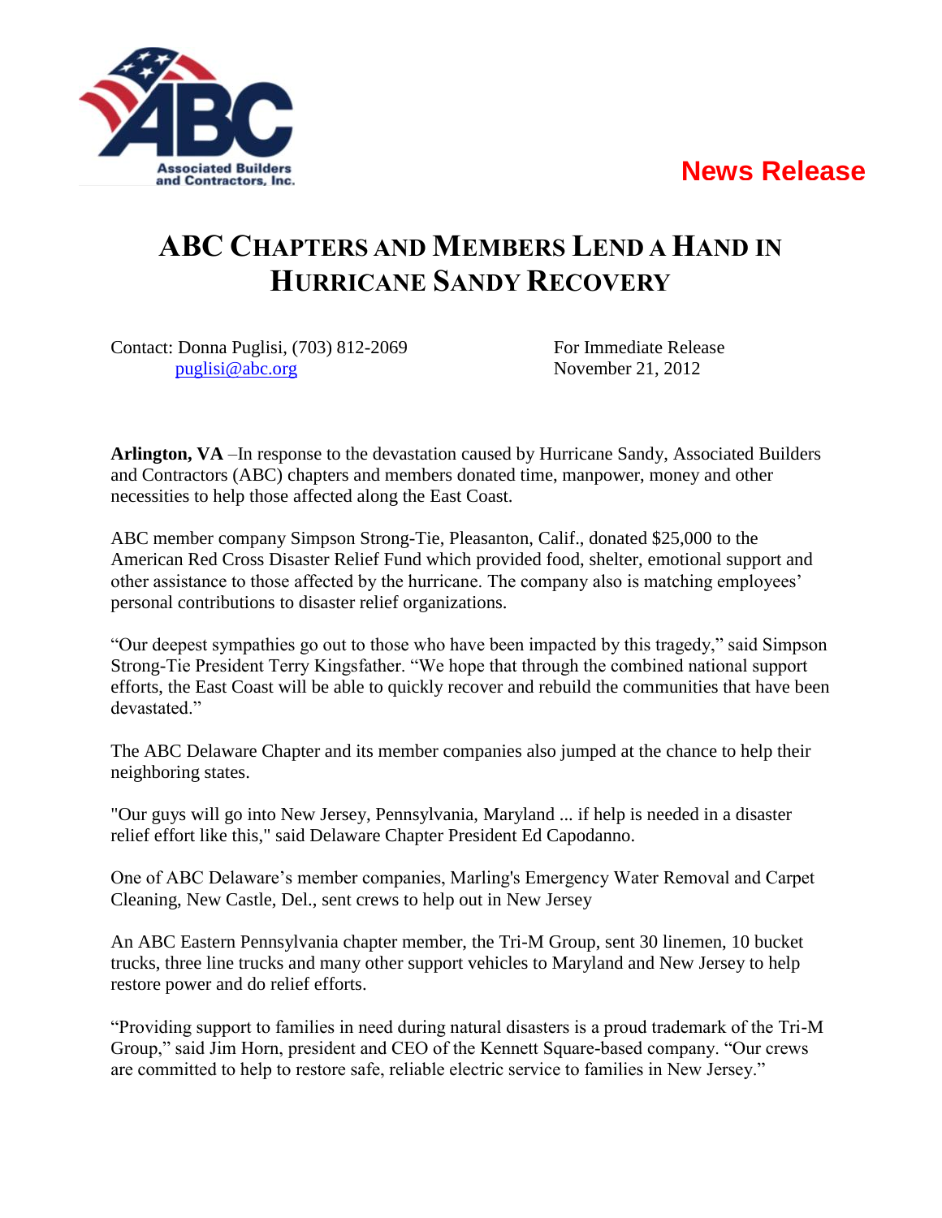Associated Builders and Contractors, Inc.

**News Release**

# ABC Chapters and Members Lend a Hand in Hurricane Sandy Recovery

Contact: Donna Puglisi, (703) 812-2069
puglisi@abc.org

For Immediate Release
November 21, 2012

**Arlington, VA** –In response to the devastation caused by Hurricane Sandy, Associated Builders and Contractors (ABC) chapters and members donated time, manpower, money and other necessities to help those affected along the East Coast.

ABC member company Simpson Strong-Tie, Pleasanton, Calif., donated $25,000 to the American Red Cross Disaster Relief Fund which provided food, shelter, emotional support and other assistance to those affected by the hurricane. The company also is matching employees' personal contributions to disaster relief organizations.

"Our deepest sympathies go out to those who have been impacted by this tragedy," said Simpson Strong-Tie President Terry Kingsfather. "We hope that through the combined national support efforts, the East Coast will be able to quickly recover and rebuild the communities that have been devastated."

The ABC Delaware Chapter and its member companies also jumped at the chance to help their neighboring states.

"Our guys will go into New Jersey, Pennsylvania, Maryland ... if help is needed in a disaster relief effort like this," said Delaware Chapter President Ed Capodanno.

One of ABC Delaware's member companies, Marling's Emergency Water Removal and Carpet Cleaning, New Castle, Del., sent crews to help out in New Jersey

An ABC Eastern Pennsylvania chapter member, the Tri-M Group, sent 30 linemen, 10 bucket trucks, three line trucks and many other support vehicles to Maryland and New Jersey to help restore power and do relief efforts.

"Providing support to families in need during natural disasters is a proud trademark of the Tri-M Group," said Jim Horn, president and CEO of the Kennett Square-based company. "Our crews are committed to help to restore safe, reliable electric service to families in New Jersey."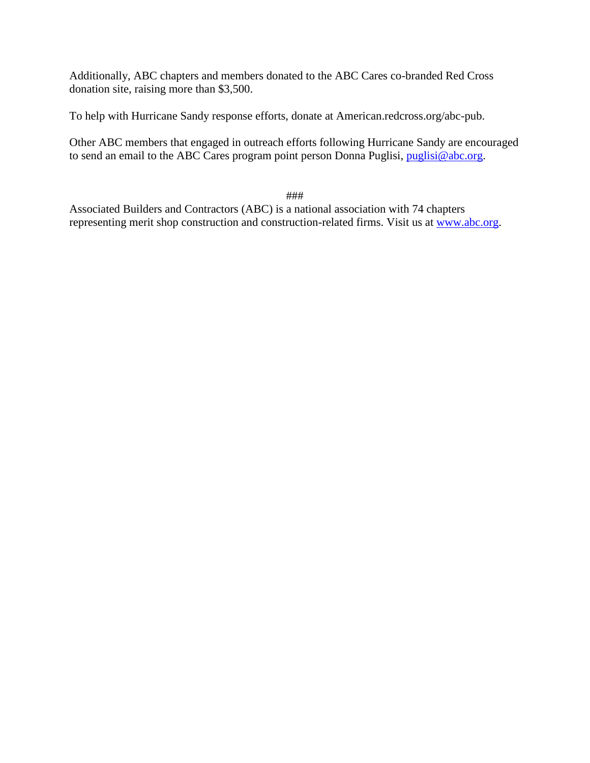Additionally, ABC chapters and members donated to the ABC Cares co-branded Red Cross donation site, raising more than $3,500.

To help with Hurricane Sandy response efforts, donate at American.redcross.org/abc-pub.

Other ABC members that engaged in outreach efforts following Hurricane Sandy are encouraged to send an email to the ABC Cares program point person Donna Puglisi, [puglisi@abc.org](mailto:puglisi@abc.org).

###

Associated Builders and Contractors (ABC) is a national association with 74 chapters representing merit shop construction and construction-related firms. Visit us at [www.abc.org](http://www.abc.org).